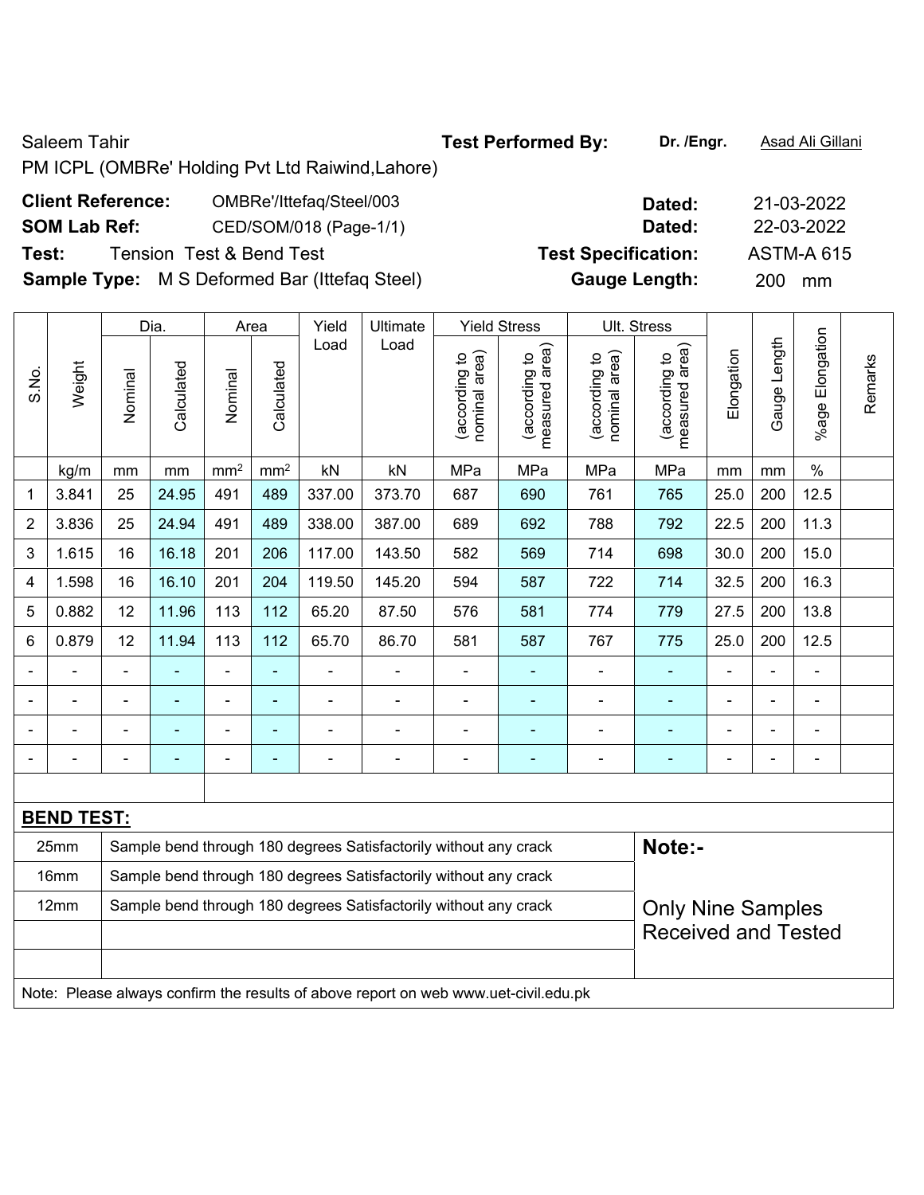Saleem Tahir

PM ICPL (OMBRe' Holding Pvt Ltd Raiwind,Lahore)

**Test Performed By:** **Dr. /Engr.** Asad Ali Gillani

**Client Reference:** OMBRe'/Ittefaq/Steel/003 **Dated:** 21-03-2022

**SOM Lab Ref:** CED/SOM/018 (Page-1/1) **Dated:** 22-03-2022

**Test:** Tension Test & Bend Test **Test Specification:** ASTM-A 615

**Sample Type:** M S Deformed Bar (Ittefaq Steel) **Gauge Length:** 200 mm

| S.No. | Weight | Dia. | | Area | | Yield Load | Ultimate Load | Yield Stress | | Ult. Stress | | Elongation | Gauge Length | %age Elongation | Remarks |
|---|---|---|---|---|---|---|---|---|---|---|---|---|---|---|---|
| | | Nominal | Calculated | Nominal | Calculated | | | (according to nominal area) | (according to measured area) | (according to nominal area) | (according to measured area) | | | | |
| | kg/m | mm | mm | mm² | mm² | kN | kN | MPa | MPa | MPa | MPa | mm | mm | % | |
| 1 | 3.841 | 25 | 24.95 | 491 | 489 | 337.00 | 373.70 | 687 | 690 | 761 | 765 | 25.0 | 200 | 12.5 | |
| 2 | 3.836 | 25 | 24.94 | 491 | 489 | 338.00 | 387.00 | 689 | 692 | 788 | 792 | 22.5 | 200 | 11.3 | |
| 3 | 1.615 | 16 | 16.18 | 201 | 206 | 117.00 | 143.50 | 582 | 569 | 714 | 698 | 30.0 | 200 | 15.0 | |
| 4 | 1.598 | 16 | 16.10 | 201 | 204 | 119.50 | 145.20 | 594 | 587 | 722 | 714 | 32.5 | 200 | 16.3 | |
| 5 | 0.882 | 12 | 11.96 | 113 | 112 | 65.20 | 87.50 | 576 | 581 | 774 | 779 | 27.5 | 200 | 13.8 | |
| 6 | 0.879 | 12 | 11.94 | 113 | 112 | 65.70 | 86.70 | 581 | 587 | 767 | 775 | 25.0 | 200 | 12.5 | |
| - | - | - | - | - | - | - | - | - | - | - | - | - | - | - | |
| - | - | - | - | - | - | - | - | - | - | - | - | - | - | - | |
| - | - | - | - | - | - | - | - | - | - | - | - | - | - | - | |
| - | - | - | - | - | - | - | - | - | - | - | - | - | - | - | |

**BEND TEST:**

| | | |
|---|---|---|
| 25mm | Sample bend through 180 degrees Satisfactorily without any crack | **Note:-** |
| 16mm | Sample bend through 180 degrees Satisfactorily without any crack | |
| 12mm | Sample bend through 180 degrees Satisfactorily without any crack | Only Nine Samples Received and Tested |

Note: Please always confirm the results of above report on web www.uet-civil.edu.pk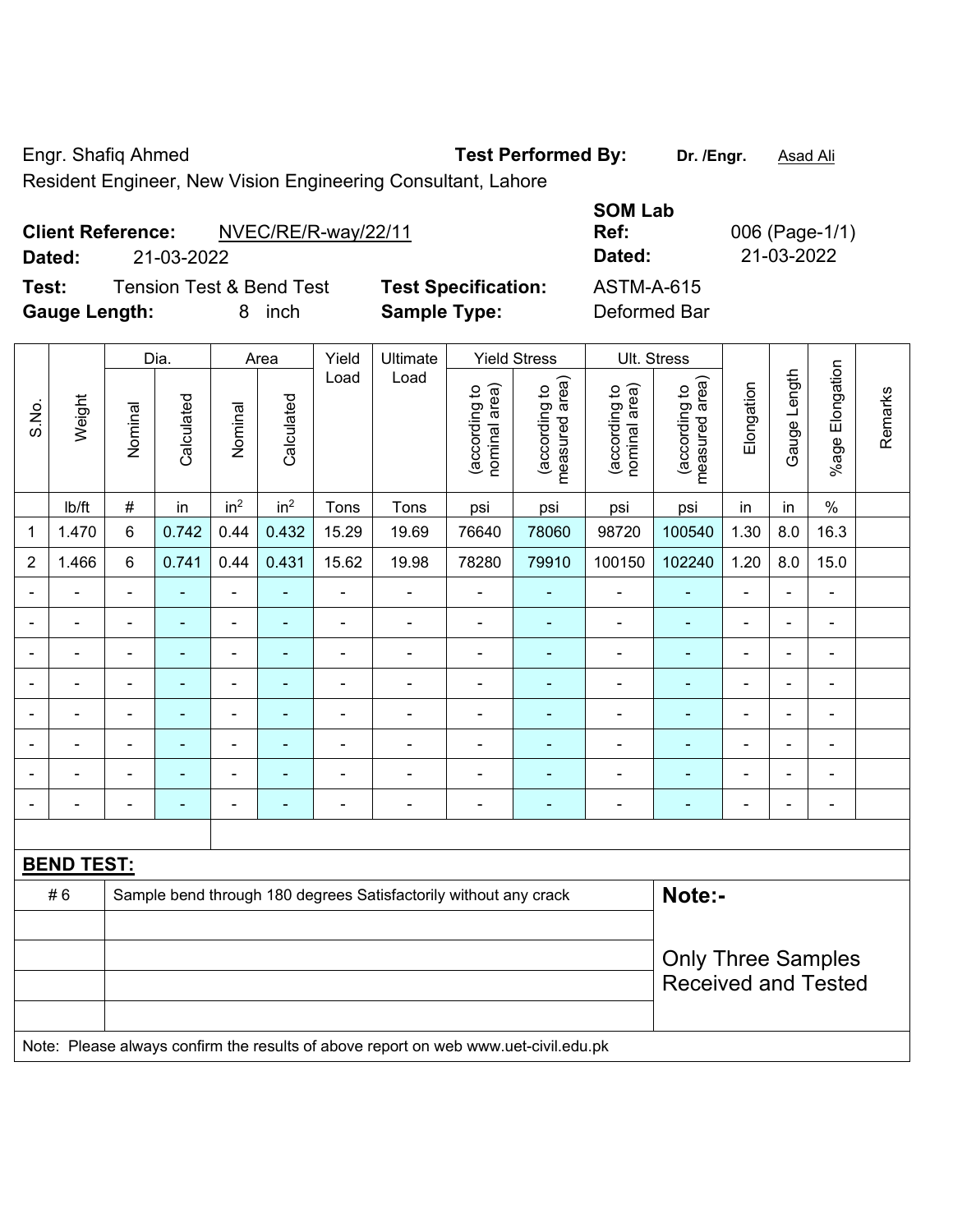Engr. Shafiq Ahmed

Resident Engineer, New Vision Engineering Consultant, Lahore

**Test Performed By:** **Dr. /Engr.** Asad Ali

**SOM Lab Ref:** 006 (Page-1/1)

**Dated:** 21-03-2022

**Client Reference:** NVEC/RE/R-way/22/11

**Dated:** 21-03-2022

**Test:** Tension Test & Bend Test

**Gauge Length:** 8 inch

**Test Specification:** ASTM-A-615

**Sample Type:** Deformed Bar

| S.No. | Weight | Dia. | | Area | | Yield Load | Ultimate Load | Yield Stress | | Ult. Stress | | Elongation | Gauge Length | %age Elongation | Remarks |
|---|---|---|---|---|---|---|---|---|---|---|---|---|---|---|---|
| | | Nominal | Calculated | Nominal | Calculated | | | (according to nominal area) | (according to measured area) | (according to nominal area) | (according to measured area) | | | | |
| | lb/ft | # | in | $in^2$ | $in^2$ | Tons | Tons | psi | psi | psi | psi | in | in | % | |
| 1 | 1.470 | 6 | 0.742 | 0.44 | 0.432 | 15.29 | 19.69 | 76640 | 78060 | 98720 | 100540 | 1.30 | 8.0 | 16.3 | |
| 2 | 1.466 | 6 | 0.741 | 0.44 | 0.431 | 15.62 | 19.98 | 78280 | 79910 | 100150 | 102240 | 1.20 | 8.0 | 15.0 | |
| - | - | - | - | - | - | - | - | - | - | - | - | - | - | - | |
| - | - | - | - | - | - | - | - | - | - | - | - | - | - | - | |
| - | - | - | - | - | - | - | - | - | - | - | - | - | - | - | |
| - | - | - | - | - | - | - | - | - | - | - | - | - | - | - | |
| - | - | - | - | - | - | - | - | - | - | - | - | - | - | - | |
| - | - | - | - | - | - | - | - | - | - | - | - | - | - | - | |
| - | - | - | - | - | - | - | - | - | - | - | - | - | - | - | |
| - | - | - | - | - | - | - | - | - | - | - | - | - | - | - | |

**BEND TEST:**

| | | |
|---|---|---|
| # 6 | Sample bend through 180 degrees Satisfactorily without any crack | **Note:-** |
| | | Only Three Samples Received and Tested |

Note: Please always confirm the results of above report on web www.uet-civil.edu.pk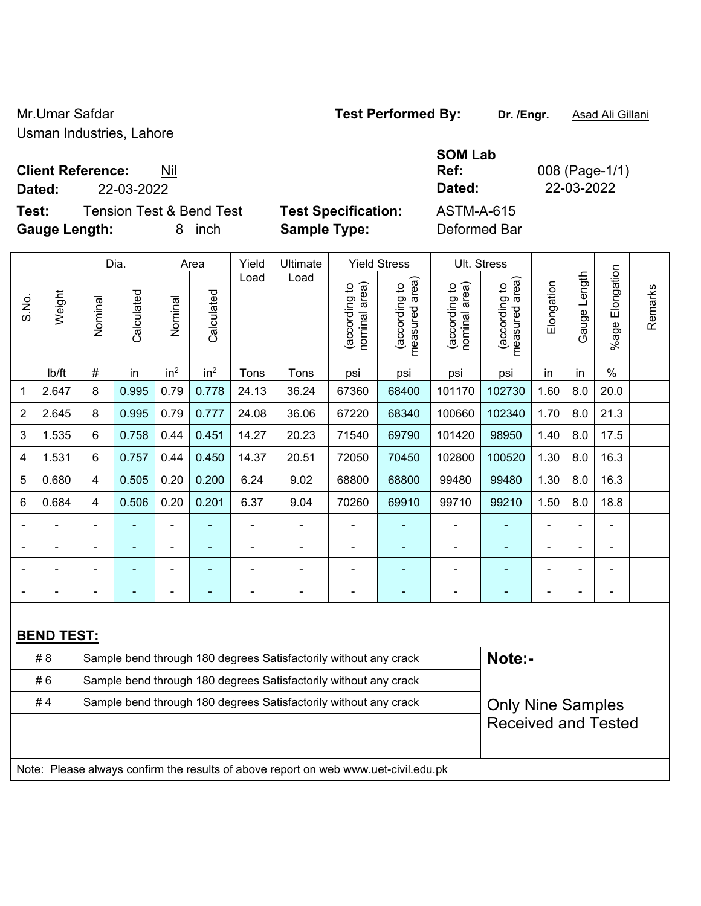Mr.Umar Safdar
Usman Industries, Lahore

**Test Performed By:** **Dr. /Engr.** Asad Ali Gillani

**Client Reference:** Nil
**Dated:** 22-03-2022

**SOM Lab Ref:** 008 (Page-1/1)
**Dated:** 22-03-2022

**Test:** Tension Test & Bend Test
**Gauge Length:** 8 inch

**Test Specification:** ASTM-A-615
**Sample Type:** Deformed Bar

| S.No. | Weight | Dia. | | Area | | Yield Load | Ultimate Load | Yield Stress | | Ult. Stress | | Elongation | Gauge Length | %age Elongation | Remarks |
|---|---|---|---|---|---|---|---|---|---|---|---|---|---|---|---|
| | | Nominal | Calculated | Nominal | Calculated | | | (according to nominal area) | (according to measured area) | (according to nominal area) | (according to measured area) | | | | |
| | lb/ft | # | in | in$^2$ | in$^2$ | Tons | Tons | psi | psi | psi | psi | in | in | % | |
| 1 | 2.647 | 8 | 0.995 | 0.79 | 0.778 | 24.13 | 36.24 | 67360 | 68400 | 101170 | 102730 | 1.60 | 8.0 | 20.0 | |
| 2 | 2.645 | 8 | 0.995 | 0.79 | 0.777 | 24.08 | 36.06 | 67220 | 68340 | 100660 | 102340 | 1.70 | 8.0 | 21.3 | |
| 3 | 1.535 | 6 | 0.758 | 0.44 | 0.451 | 14.27 | 20.23 | 71540 | 69790 | 101420 | 98950 | 1.40 | 8.0 | 17.5 | |
| 4 | 1.531 | 6 | 0.757 | 0.44 | 0.450 | 14.37 | 20.51 | 72050 | 70450 | 102800 | 100520 | 1.30 | 8.0 | 16.3 | |
| 5 | 0.680 | 4 | 0.505 | 0.20 | 0.200 | 6.24 | 9.02 | 68800 | 68800 | 99480 | 99480 | 1.30 | 8.0 | 16.3 | |
| 6 | 0.684 | 4 | 0.506 | 0.20 | 0.201 | 6.37 | 9.04 | 70260 | 69910 | 99710 | 99210 | 1.50 | 8.0 | 18.8 | |
| - | - | - | - | - | - | - | - | - | - | - | - | - | - | - | |
| - | - | - | - | - | - | - | - | - | - | - | - | - | - | - | |
| - | - | - | - | - | - | - | - | - | - | - | - | - | - | - | |
| - | - | - | - | - | - | - | - | - | - | - | - | - | - | - | |

**BEND TEST:**

| | |
|---|---|
| # 8 | Sample bend through 180 degrees Satisfactorily without any crack |
| # 6 | Sample bend through 180 degrees Satisfactorily without any crack |
| # 4 | Sample bend through 180 degrees Satisfactorily without any crack |

**Note:-**

Only Nine Samples Received and Tested

Note: Please always confirm the results of above report on web www.uet-civil.edu.pk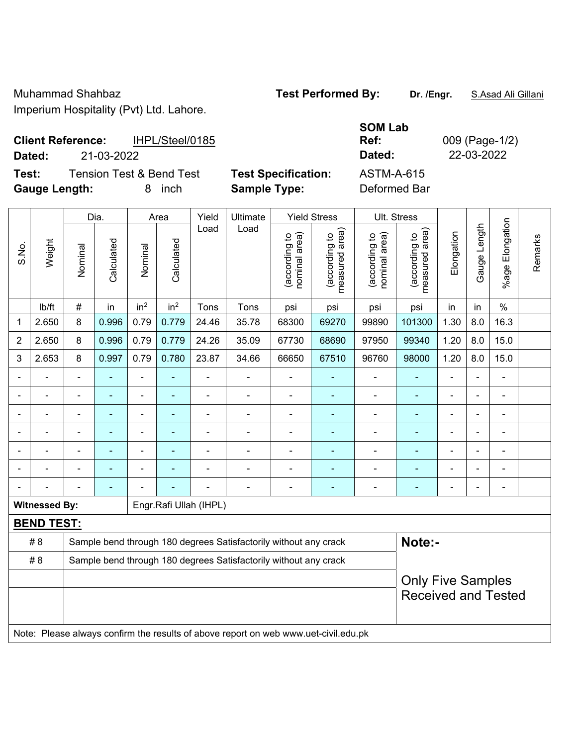Muhammad Shahbaz
Imperium Hospitality (Pvt) Ltd. Lahore.

**Test Performed By:** **Dr. /Engr.** S.Asad Ali Gillani

**SOM Lab**

**Client Reference:** IHPL/Steel/0185
**Dated:** 21-03-2022

**Ref:** 009 (Page-1/2)
**Dated:** 22-03-2022

**Test:** Tension Test & Bend Test
**Gauge Length:** 8 inch

**Test Specification:** ASTM-A-615
**Sample Type:** Deformed Bar

| S.No. | Weight | Dia. | | Area | | Yield Load | Ultimate Load | Yield Stress | | Ult. Stress | | Elongation | Gauge Length | %age Elongation | Remarks |
|---|---|---|---|---|---|---|---|---|---|---|---|---|---|---|---|
| | | Nominal | Calculated | Nominal | Calculated | | | (according to nominal area) | (according to measured area) | (according to nominal area) | (according to measured area) | | | | |
| | lb/ft | # | in | in$^2$ | in$^2$ | Tons | Tons | psi | psi | psi | psi | in | in | % | |
| 1 | 2.650 | 8 | 0.996 | 0.79 | 0.779 | 24.46 | 35.78 | 68300 | 69270 | 99890 | 101300 | 1.30 | 8.0 | 16.3 | |
| 2 | 2.650 | 8 | 0.996 | 0.79 | 0.779 | 24.26 | 35.09 | 67730 | 68690 | 97950 | 99340 | 1.20 | 8.0 | 15.0 | |
| 3 | 2.653 | 8 | 0.997 | 0.79 | 0.780 | 23.87 | 34.66 | 66650 | 67510 | 96760 | 98000 | 1.20 | 8.0 | 15.0 | |
| - | - | - | - | - | - | - | - | - | - | - | - | - | - | - | |
| - | - | - | - | - | - | - | - | - | - | - | - | - | - | - | |
| - | - | - | - | - | - | - | - | - | - | - | - | - | - | - | |
| - | - | - | - | - | - | - | - | - | - | - | - | - | - | - | |
| - | - | - | - | - | - | - | - | - | - | - | - | - | - | - | |
| - | - | - | - | - | - | - | - | - | - | - | - | - | - | - | |
| - | - | - | - | - | - | - | - | - | - | - | - | - | - | - | |

**Witnessed By:** Engr.Rafi Ullah (IHPL)

**BEND TEST:**

| | | |
|---|---|---|
| # 8 | Sample bend through 180 degrees Satisfactorily without any crack | **Note:-** |
| # 8 | Sample bend through 180 degrees Satisfactorily without any crack | Only Five Samples Received and Tested |
| | | |
| | | |
| | | |

Note: Please always confirm the results of above report on web www.uet-civil.edu.pk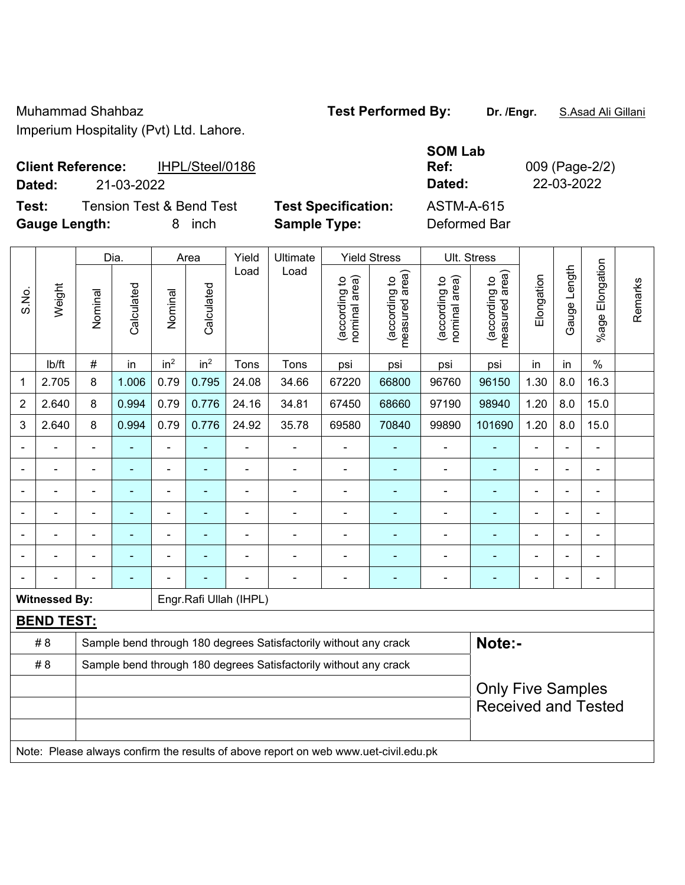Muhammad Shahbaz
Imperium Hospitality (Pvt) Ltd. Lahore.

**Test Performed By:** **Dr. /Engr.** S.Asad Ali Gillani

**Client Reference:** IHPL/Steel/0186
**Dated:** 21-03-2022

**SOM Lab Ref:** 009 (Page-2/2)
**Dated:** 22-03-2022

**Test:** Tension Test & Bend Test
**Gauge Length:** 8 inch

**Test Specification:** ASTM-A-615
**Sample Type:** Deformed Bar

| S.No. | Weight | Dia. | | Area | | Yield Load | Ultimate Load | Yield Stress | | Ult. Stress | | Elongation | Gauge Length | %age Elongation | Remarks |
|---|---|---|---|---|---|---|---|---|---|---|---|---|---|---|---|
| | | Nominal | Calculated | Nominal | Calculated | | | (according to nominal area) | (according to measured area) | (according to nominal area) | (according to measured area) | | | | |
| | lb/ft | # | in | in$^2$ | in$^2$ | Tons | Tons | psi | psi | psi | psi | in | in | % | |
| 1 | 2.705 | 8 | 1.006 | 0.79 | 0.795 | 24.08 | 34.66 | 67220 | 66800 | 96760 | 96150 | 1.30 | 8.0 | 16.3 | |
| 2 | 2.640 | 8 | 0.994 | 0.79 | 0.776 | 24.16 | 34.81 | 67450 | 68660 | 97190 | 98940 | 1.20 | 8.0 | 15.0 | |
| 3 | 2.640 | 8 | 0.994 | 0.79 | 0.776 | 24.92 | 35.78 | 69580 | 70840 | 99890 | 101690 | 1.20 | 8.0 | 15.0 | |
| - | - | - | - | - | - | - | - | - | - | - | - | - | - | - | |
| - | - | - | - | - | - | - | - | - | - | - | - | - | - | - | |
| - | - | - | - | - | - | - | - | - | - | - | - | - | - | - | |
| - | - | - | - | - | - | - | - | - | - | - | - | - | - | - | |
| - | - | - | - | - | - | - | - | - | - | - | - | - | - | - | |
| - | - | - | - | - | - | - | - | - | - | - | - | - | - | - | |
| - | - | - | - | - | - | - | - | - | - | - | - | - | - | - | |

**Witnessed By:** Engr.Rafi Ullah (IHPL)

**BEND TEST:**

| | | |
|---|---|---|
| # 8 | Sample bend through 180 degrees Satisfactorily without any crack | **Note:-** |
| # 8 | Sample bend through 180 degrees Satisfactorily without any crack | Only Five Samples Received and Tested |

Note: Please always confirm the results of above report on web www.uet-civil.edu.pk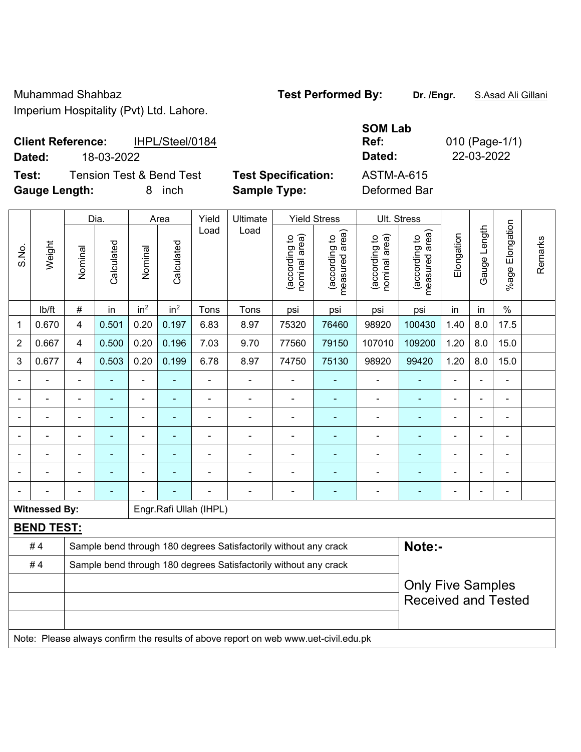Muhammad Shahbaz
Imperium Hospitality (Pvt) Ltd. Lahore.

**Test Performed By:** **Dr. /Engr.** S.Asad Ali Gillani

**Client Reference:** IHPL/Steel/0184
**Dated:** 18-03-2022

**SOM Lab Ref:** 010 (Page-1/1)
**Dated:** 22-03-2022

**Test:** Tension Test & Bend Test
**Gauge Length:** 8 inch
**Test Specification:** ASTM-A-615
**Sample Type:** Deformed Bar

| S.No. | Weight | Dia. | | Area | | Yield Load | Ultimate Load | Yield Stress | | Ult. Stress | | Elongation | Gauge Length | %age Elongation | Remarks |
|---|---|---|---|---|---|---|---|---|---|---|---|---|---|---|---|
| | | Nominal | Calculated | Nominal | Calculated | | | (according to nominal area) | (according to measured area) | (according to nominal area) | (according to measured area) | | | | |
| | lb/ft | # | in | in² | in² | Tons | Tons | psi | psi | psi | psi | in | in | % | |
| 1 | 0.670 | 4 | 0.501 | 0.20 | 0.197 | 6.83 | 8.97 | 75320 | 76460 | 98920 | 100430 | 1.40 | 8.0 | 17.5 | |
| 2 | 0.667 | 4 | 0.500 | 0.20 | 0.196 | 7.03 | 9.70 | 77560 | 79150 | 107010 | 109200 | 1.20 | 8.0 | 15.0 | |
| 3 | 0.677 | 4 | 0.503 | 0.20 | 0.199 | 6.78 | 8.97 | 74750 | 75130 | 98920 | 99420 | 1.20 | 8.0 | 15.0 | |
| - | - | - | - | - | - | - | - | - | - | - | - | - | - | - | |
| - | - | - | - | - | - | - | - | - | - | - | - | - | - | - | |
| - | - | - | - | - | - | - | - | - | - | - | - | - | - | - | |
| - | - | - | - | - | - | - | - | - | - | - | - | - | - | - | |
| - | - | - | - | - | - | - | - | - | - | - | - | - | - | - | |
| - | - | - | - | - | - | - | - | - | - | - | - | - | - | - | |
| - | - | - | - | - | - | - | - | - | - | - | - | - | - | - | |

**Witnessed By:** Engr.Rafi Ullah (IHPL)

**BEND TEST:**

| | |
|---|---|
| # 4 | Sample bend through 180 degrees Satisfactorily without any crack |
| # 4 | Sample bend through 180 degrees Satisfactorily without any crack |
| | |
| | |
| | |

**Note:-**

Only Five Samples Received and Tested

Note: Please always confirm the results of above report on web www.uet-civil.edu.pk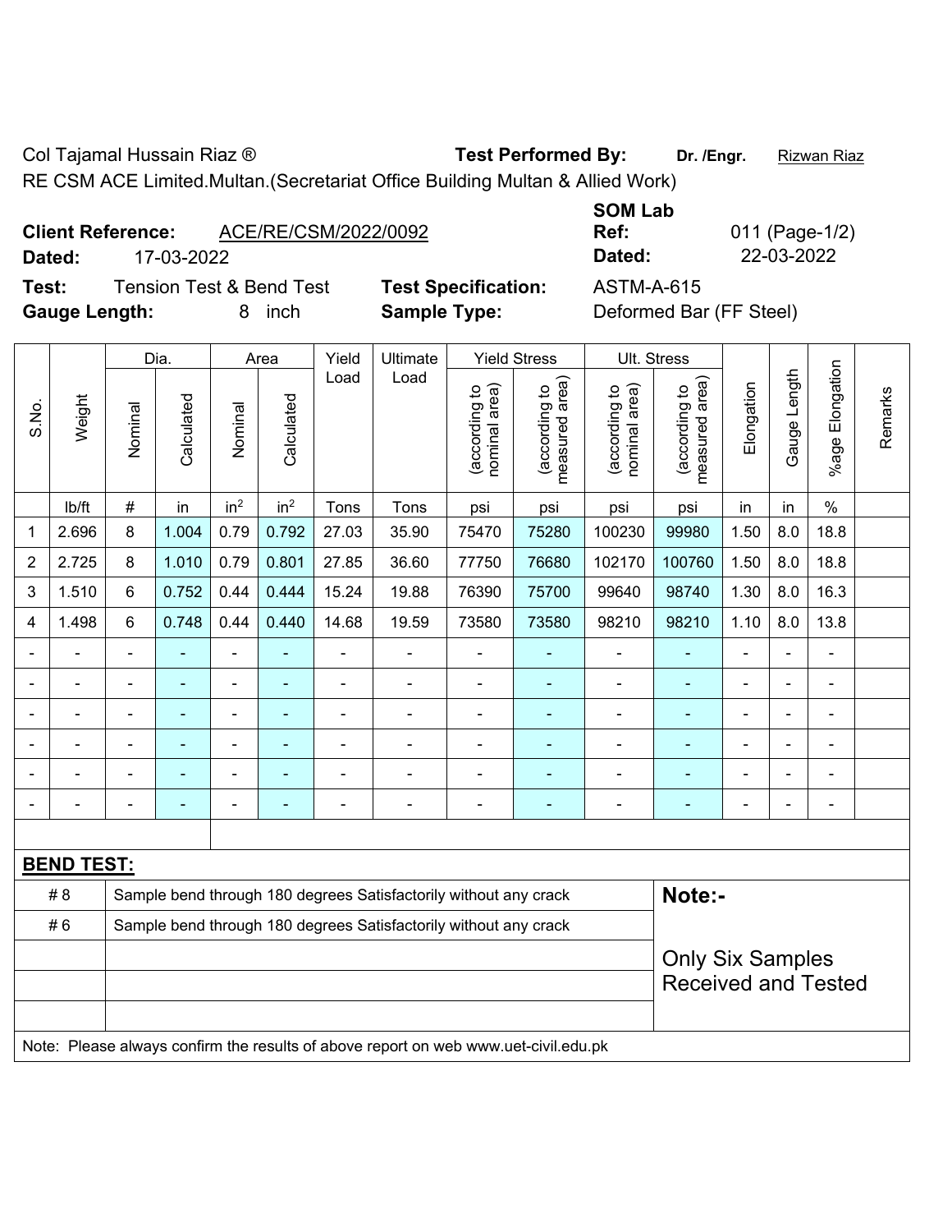Col Tajamal Hussain Riaz ®　　**Test Performed By:** **Dr. /Engr.** Rizwan Riaz

RE CSM ACE Limited.Multan.(Secretariat Office Building Multan & Allied Work)

**Client Reference:** ACE/RE/CSM/2022/0092　　**SOM Lab Ref:** 011 (Page-1/2)

**Dated:** 17-03-2022　　**Dated:** 22-03-2022

**Test:** Tension Test & Bend Test　　**Test Specification:** ASTM-A-615

**Gauge Length:** 8 inch　　**Sample Type:** Deformed Bar (FF Steel)

| S.No. | Weight | Dia. | | Area | | Yield Load | Ultimate Load | Yield Stress | | Ult. Stress | | Elongation | Gauge Length | %age Elongation | Remarks |
|---|---|---|---|---|---|---|---|---|---|---|---|---|---|---|---|
| | | Nominal | Calculated | Nominal | Calculated | | | (according to nominal area) | (according to measured area) | (according to nominal area) | (according to measured area) | | | | |
| | lb/ft | # | in | $in^2$ | $in^2$ | Tons | Tons | psi | psi | psi | psi | in | in | % | |
| 1 | 2.696 | 8 | 1.004 | 0.79 | 0.792 | 27.03 | 35.90 | 75470 | 75280 | 100230 | 99980 | 1.50 | 8.0 | 18.8 | |
| 2 | 2.725 | 8 | 1.010 | 0.79 | 0.801 | 27.85 | 36.60 | 77750 | 76680 | 102170 | 100760 | 1.50 | 8.0 | 18.8 | |
| 3 | 1.510 | 6 | 0.752 | 0.44 | 0.444 | 15.24 | 19.88 | 76390 | 75700 | 99640 | 98740 | 1.30 | 8.0 | 16.3 | |
| 4 | 1.498 | 6 | 0.748 | 0.44 | 0.440 | 14.68 | 19.59 | 73580 | 73580 | 98210 | 98210 | 1.10 | 8.0 | 13.8 | |
| - | - | - | - | - | - | - | - | - | - | - | - | - | - | - | |
| - | - | - | - | - | - | - | - | - | - | - | - | - | - | - | |
| - | - | - | - | - | - | - | - | - | - | - | - | - | - | - | |
| - | - | - | - | - | - | - | - | - | - | - | - | - | - | - | |
| - | - | - | - | - | - | - | - | - | - | - | - | - | - | - | |
| - | - | - | - | - | - | - | - | - | - | - | - | - | - | - | |

**BEND TEST:**

| | | |
|---|---|---|
| # 8 | Sample bend through 180 degrees Satisfactorily without any crack | **Note:-** |
| # 6 | Sample bend through 180 degrees Satisfactorily without any crack | Only Six Samples Received and Tested |

Note: Please always confirm the results of above report on web www.uet-civil.edu.pk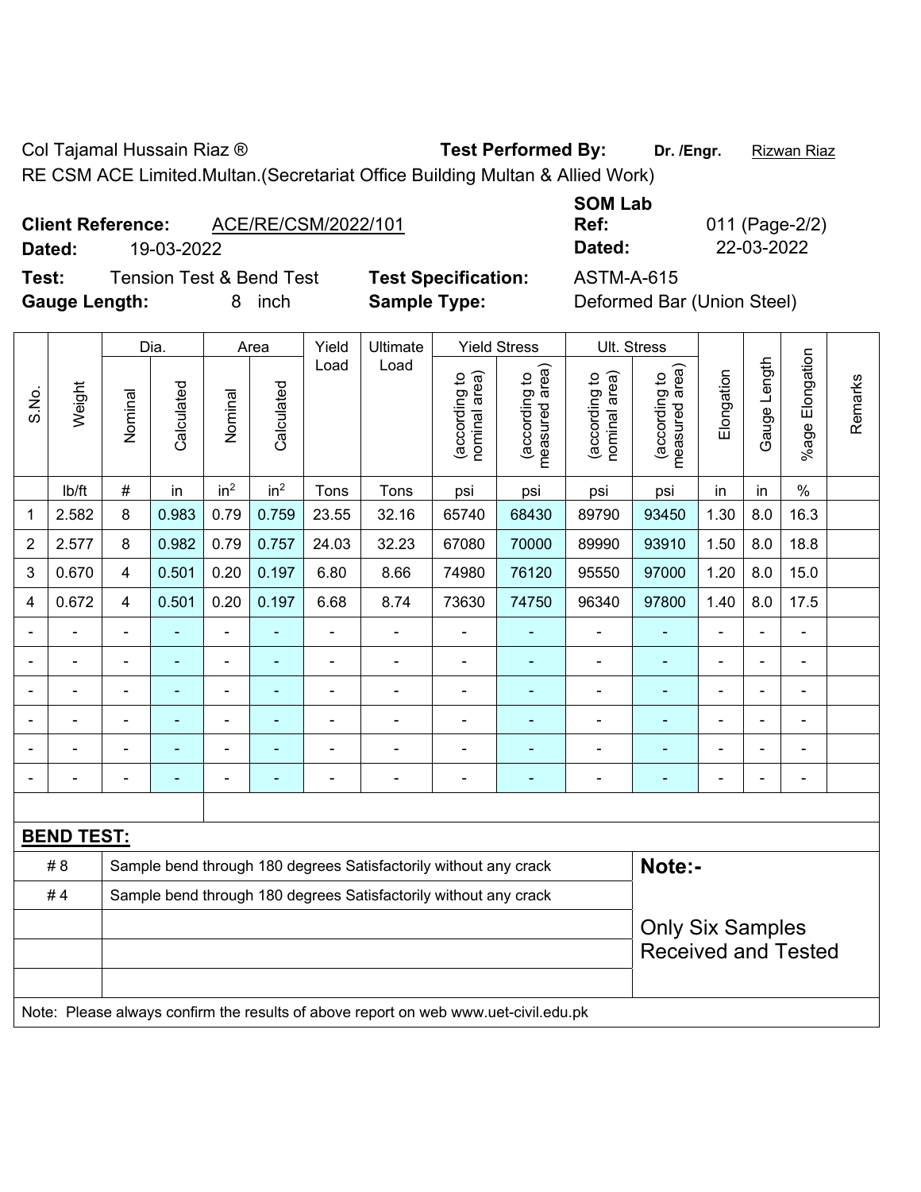Col Tajamal Hussain Riaz ® **Test Performed By:** **Dr. /Engr.** Rizwan Riaz

RE CSM ACE Limited.Multan.(Secretariat Office Building Multan & Allied Work)

**Client Reference:** ACE/RE/CSM/2022/101

**Dated:** 19-03-2022

**SOM Lab Ref:** 011 (Page-2/2)

**Dated:** 22-03-2022

**Test:** Tension Test & Bend Test

**Test Specification:** ASTM-A-615

**Gauge Length:** 8 inch

**Sample Type:** Deformed Bar (Union Steel)

| S.No. | Weight | Dia. | | Area | | Yield Load | Ultimate Load | Yield Stress | | Ult. Stress | | Elongation | Gauge Length | %age Elongation | Remarks |
|---|---|---|---|---|---|---|---|---|---|---|---|---|---|---|---|
| | | Nominal | Calculated | Nominal | Calculated | | | (according to nominal area) | (according to measured area) | (according to nominal area) | (according to measured area) | | | | |
| | lb/ft | # | in | in$^2$ | in$^2$ | Tons | Tons | psi | psi | psi | psi | in | in | % | |
| 1 | 2.582 | 8 | 0.983 | 0.79 | 0.759 | 23.55 | 32.16 | 65740 | 68430 | 89790 | 93450 | 1.30 | 8.0 | 16.3 | |
| 2 | 2.577 | 8 | 0.982 | 0.79 | 0.757 | 24.03 | 32.23 | 67080 | 70000 | 89990 | 93910 | 1.50 | 8.0 | 18.8 | |
| 3 | 0.670 | 4 | 0.501 | 0.20 | 0.197 | 6.80 | 8.66 | 74980 | 76120 | 95550 | 97000 | 1.20 | 8.0 | 15.0 | |
| 4 | 0.672 | 4 | 0.501 | 0.20 | 0.197 | 6.68 | 8.74 | 73630 | 74750 | 96340 | 97800 | 1.40 | 8.0 | 17.5 | |
| - | - | - | - | - | - | - | - | - | - | - | - | - | - | - | |
| - | - | - | - | - | - | - | - | - | - | - | - | - | - | - | |
| - | - | - | - | - | - | - | - | - | - | - | - | - | - | - | |
| - | - | - | - | - | - | - | - | - | - | - | - | - | - | - | |
| - | - | - | - | - | - | - | - | - | - | - | - | - | - | - | |
| - | - | - | - | - | - | - | - | - | - | - | - | - | - | - | |

**BEND TEST:**

| | | |
|---|---|---|
| # 8 | Sample bend through 180 degrees Satisfactorily without any crack | **Note:-** |
| # 4 | Sample bend through 180 degrees Satisfactorily without any crack | Only Six Samples Received and Tested |

Note: Please always confirm the results of above report on web www.uet-civil.edu.pk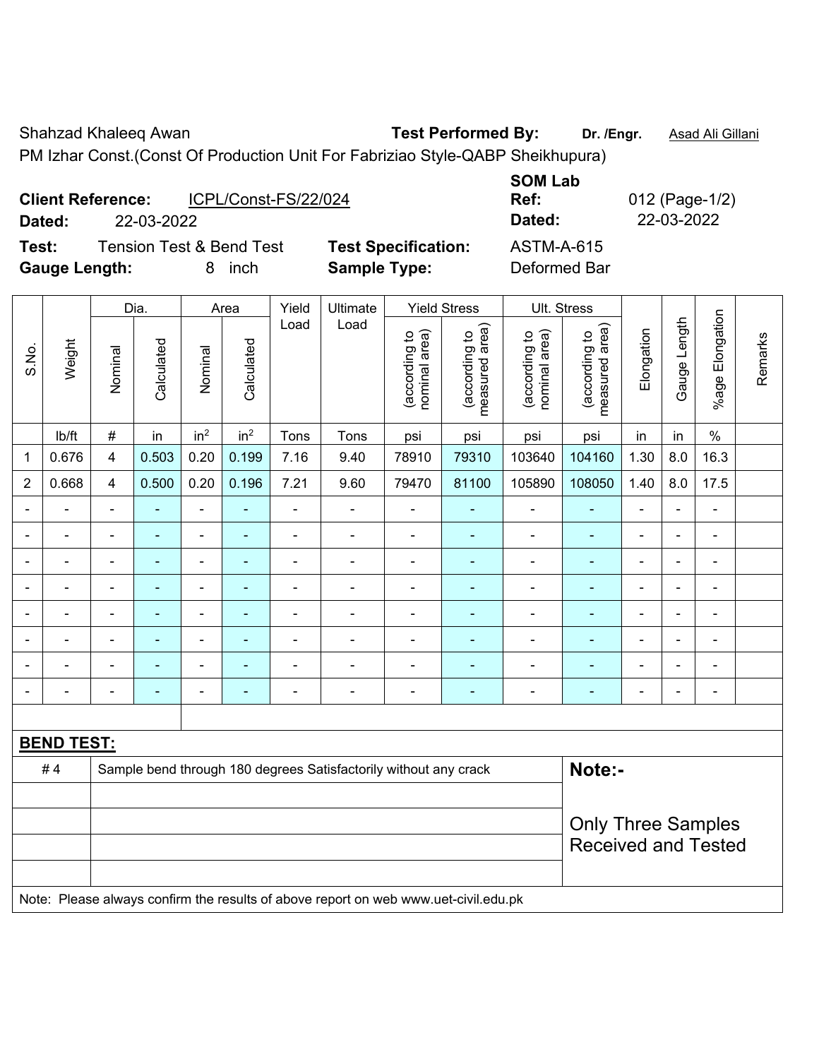Shahzad Khaleeq Awan **Test Performed By:** **Dr. /Engr.** Asad Ali Gillani

PM Izhar Const.(Const Of Production Unit For Fabriziao Style-QABP Sheikhupura)

**Client Reference:** ICPL/Const-FS/22/024 **SOM Lab Ref:** 012 (Page-1/2)

**Dated:** 22-03-2022 **Dated:** 22-03-2022

**Test:** Tension Test & Bend Test **Test Specification:** ASTM-A-615

**Gauge Length:** 8 inch **Sample Type:** Deformed Bar

| S.No. | Weight | Dia. | | Area | | Yield Load | Ultimate Load | Yield Stress | | Ult. Stress | | Elongation | Gauge Length | %age Elongation | Remarks |
|---|---|---|---|---|---|---|---|---|---|---|---|---|---|---|---|
| | | Nominal | Calculated | Nominal | Calculated | | | (according to nominal area) | (according to measured area) | (according to nominal area) | (according to measured area) | | | | |
| | lb/ft | # | in | in$^2$ | in$^2$ | Tons | Tons | psi | psi | psi | psi | in | in | % | |
| 1 | 0.676 | 4 | 0.503 | 0.20 | 0.199 | 7.16 | 9.40 | 78910 | 79310 | 103640 | 104160 | 1.30 | 8.0 | 16.3 | |
| 2 | 0.668 | 4 | 0.500 | 0.20 | 0.196 | 7.21 | 9.60 | 79470 | 81100 | 105890 | 108050 | 1.40 | 8.0 | 17.5 | |
| - | - | - | - | - | - | - | - | - | - | - | - | - | - | - | |
| - | - | - | - | - | - | - | - | - | - | - | - | - | - | - | |
| - | - | - | - | - | - | - | - | - | - | - | - | - | - | - | |
| - | - | - | - | - | - | - | - | - | - | - | - | - | - | - | |
| - | - | - | - | - | - | - | - | - | - | - | - | - | - | - | |
| - | - | - | - | - | - | - | - | - | - | - | - | - | - | - | |
| - | - | - | - | - | - | - | - | - | - | - | - | - | - | - | |
| - | - | - | - | - | - | - | - | - | - | - | - | - | - | - | |

**BEND TEST:**

| | |
|---|---|
| # 4 | Sample bend through 180 degrees Satisfactorily without any crack |

**Note:-**

Only Three Samples Received and Tested

Note: Please always confirm the results of above report on web www.uet-civil.edu.pk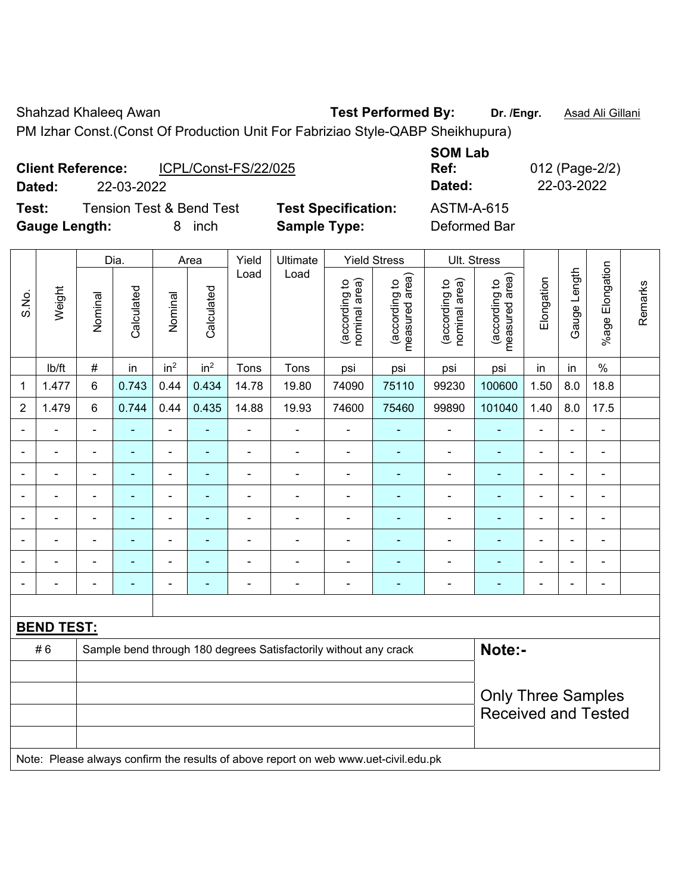Shahzad Khaleeq Awan **Test Performed By:** **Dr. /Engr.** Asad Ali Gillani

PM Izhar Const.(Const Of Production Unit For Fabriziao Style-QABP Sheikhupura)

**Client Reference:** ICPL/Const-FS/22/025

**Dated:** 22-03-2022

**SOM Lab Ref:** 012 (Page-2/2)

**Dated:** 22-03-2022

**Test:** Tension Test & Bend Test **Test Specification:** ASTM-A-615

**Gauge Length:** 8 inch **Sample Type:** Deformed Bar

| S.No. | Weight | Dia. | | Area | | Yield Load | Ultimate Load | Yield Stress | | Ult. Stress | | Elongation | Gauge Length | %age Elongation | Remarks |
|---|---|---|---|---|---|---|---|---|---|---|---|---|---|---|---|
| | | Nominal | Calculated | Nominal | Calculated | | | (according to nominal area) | (according to measured area) | (according to nominal area) | (according to measured area) | | | | |
| | lb/ft | # | in | in² | in² | Tons | Tons | psi | psi | psi | psi | in | in | % | |
| 1 | 1.477 | 6 | 0.743 | 0.44 | 0.434 | 14.78 | 19.80 | 74090 | 75110 | 99230 | 100600 | 1.50 | 8.0 | 18.8 | |
| 2 | 1.479 | 6 | 0.744 | 0.44 | 0.435 | 14.88 | 19.93 | 74600 | 75460 | 99890 | 101040 | 1.40 | 8.0 | 17.5 | |
| - | - | - | - | - | - | - | - | - | - | - | - | - | - | - | |
| - | - | - | - | - | - | - | - | - | - | - | - | - | - | - | |
| - | - | - | - | - | - | - | - | - | - | - | - | - | - | - | |
| - | - | - | - | - | - | - | - | - | - | - | - | - | - | - | |
| - | - | - | - | - | - | - | - | - | - | - | - | - | - | - | |
| - | - | - | - | - | - | - | - | - | - | - | - | - | - | - | |
| - | - | - | - | - | - | - | - | - | - | - | - | - | - | - | |
| - | - | - | - | - | - | - | - | - | - | - | - | - | - | - | |

**BEND TEST:**

| | | |
|---|---|---|
| # 6 | Sample bend through 180 degrees Satisfactorily without any crack | **Note:-** |
| | | Only Three Samples Received and Tested |
| | | |
| | | |
| | | |

Note: Please always confirm the results of above report on web www.uet-civil.edu.pk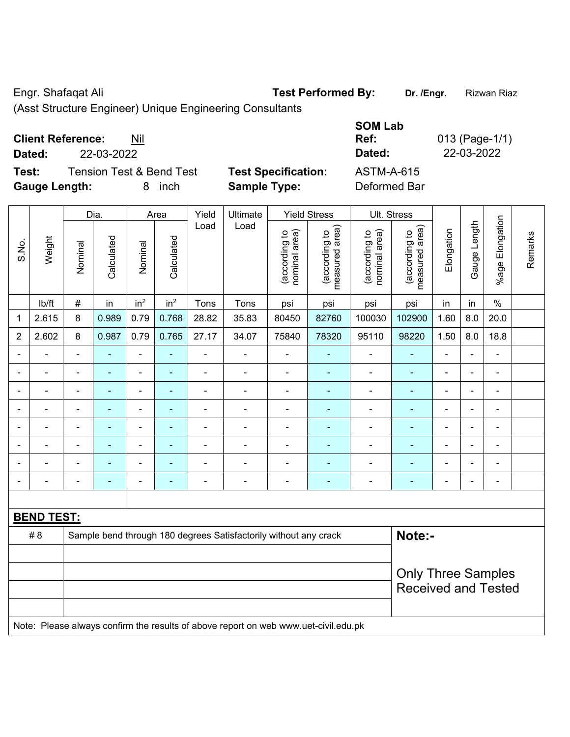Engr. Shafaqat Ali

(Asst Structure Engineer) Unique Engineering Consultants

**Test Performed By:** **Dr. /Engr.** Rizwan Riaz

**SOM Lab**

**Client Reference:** Nil

**Dated:** 22-03-2022

**Ref:** 013 (Page-1/1)

**Dated:** 22-03-2022

**Test:** Tension Test & Bend Test

**Gauge Length:** 8 inch

**Test Specification:** ASTM-A-615

**Sample Type:** Deformed Bar

| S.No. | Weight | Dia. | | Area | | Yield Load | Ultimate Load | Yield Stress | | Ult. Stress | | Elongation | Gauge Length | %age Elongation | Remarks |
|---|---|---|---|---|---|---|---|---|---|---|---|---|---|---|---|
| | | Nominal | Calculated | Nominal | Calculated | | | (according to nominal area) | (according to measured area) | (according to nominal area) | (according to measured area) | | | | |
| | lb/ft | # | in | in$^2$ | in$^2$ | Tons | Tons | psi | psi | psi | psi | in | in | % | |
| 1 | 2.615 | 8 | 0.989 | 0.79 | 0.768 | 28.82 | 35.83 | 80450 | 82760 | 100030 | 102900 | 1.60 | 8.0 | 20.0 | |
| 2 | 2.602 | 8 | 0.987 | 0.79 | 0.765 | 27.17 | 34.07 | 75840 | 78320 | 95110 | 98220 | 1.50 | 8.0 | 18.8 | |
| - | - | - | - | - | - | - | - | - | - | - | - | - | - | - | |
| - | - | - | - | - | - | - | - | - | - | - | - | - | - | - | |
| - | - | - | - | - | - | - | - | - | - | - | - | - | - | - | |
| - | - | - | - | - | - | - | - | - | - | - | - | - | - | - | |
| - | - | - | - | - | - | - | - | - | - | - | - | - | - | - | |
| - | - | - | - | - | - | - | - | - | - | - | - | - | - | - | |
| - | - | - | - | - | - | - | - | - | - | - | - | - | - | - | |
| - | - | - | - | - | - | - | - | - | - | - | - | - | - | - | |

**BEND TEST:**

| | |
|---|---|
| # 8 | Sample bend through 180 degrees Satisfactorily without any crack |

**Note:-**

Only Three Samples Received and Tested

Note: Please always confirm the results of above report on web www.uet-civil.edu.pk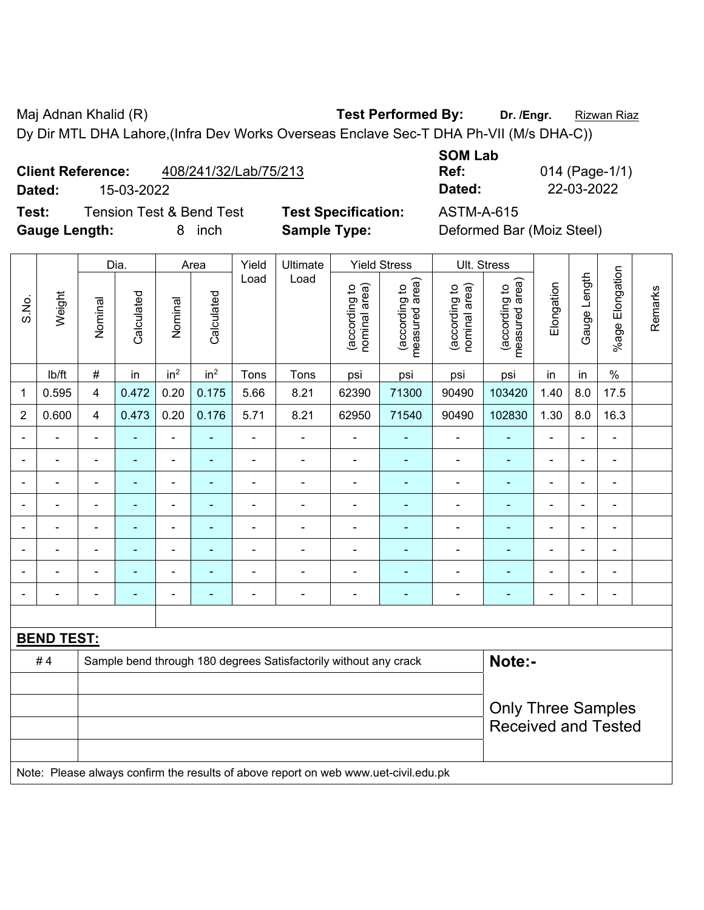Maj Adnan Khalid (R) **Test Performed By:** **Dr. /Engr.** Rizwan Riaz

Dy Dir MTL DHA Lahore,(Infra Dev Works Overseas Enclave Sec-T DHA Ph-VII (M/s DHA-C))

**Client Reference:** 408/241/32/Lab/75/213 **SOM Lab Ref:** 014 (Page-1/1)

**Dated:** 15-03-2022 **Dated:** 22-03-2022

**Test:** Tension Test & Bend Test **Test Specification:** ASTM-A-615

**Gauge Length:** 8 inch **Sample Type:** Deformed Bar (Moiz Steel)

| S.No. | Weight | Dia. | | Area | | Yield Load | Ultimate Load | Yield Stress | | Ult. Stress | | Elongation | Gauge Length | %age Elongation | Remarks |
|---|---|---|---|---|---|---|---|---|---|---|---|---|---|---|---|
| | | Nominal | Calculated | Nominal | Calculated | | | (according to nominal area) | (according to measured area) | (according to nominal area) | (according to measured area) | | | | |
| | lb/ft | # | in | in$^2$ | in$^2$ | Tons | Tons | psi | psi | psi | psi | in | in | % | |
| 1 | 0.595 | 4 | 0.472 | 0.20 | 0.175 | 5.66 | 8.21 | 62390 | 71300 | 90490 | 103420 | 1.40 | 8.0 | 17.5 | |
| 2 | 0.600 | 4 | 0.473 | 0.20 | 0.176 | 5.71 | 8.21 | 62950 | 71540 | 90490 | 102830 | 1.30 | 8.0 | 16.3 | |
| - | - | - | - | - | - | - | - | - | - | - | - | - | - | - | |
| - | - | - | - | - | - | - | - | - | - | - | - | - | - | - | |
| - | - | - | - | - | - | - | - | - | - | - | - | - | - | - | |
| - | - | - | - | - | - | - | - | - | - | - | - | - | - | - | |
| - | - | - | - | - | - | - | - | - | - | - | - | - | - | - | |
| - | - | - | - | - | - | - | - | - | - | - | - | - | - | - | |
| - | - | - | - | - | - | - | - | - | - | - | - | - | - | - | |
| - | - | - | - | - | - | - | - | - | - | - | - | - | - | - | |

**BEND TEST:**

| | | |
|---|---|---|
| # 4 | Sample bend through 180 degrees Satisfactorily without any crack | **Note:-** |
| | | Only Three Samples Received and Tested |

Note: Please always confirm the results of above report on web www.uet-civil.edu.pk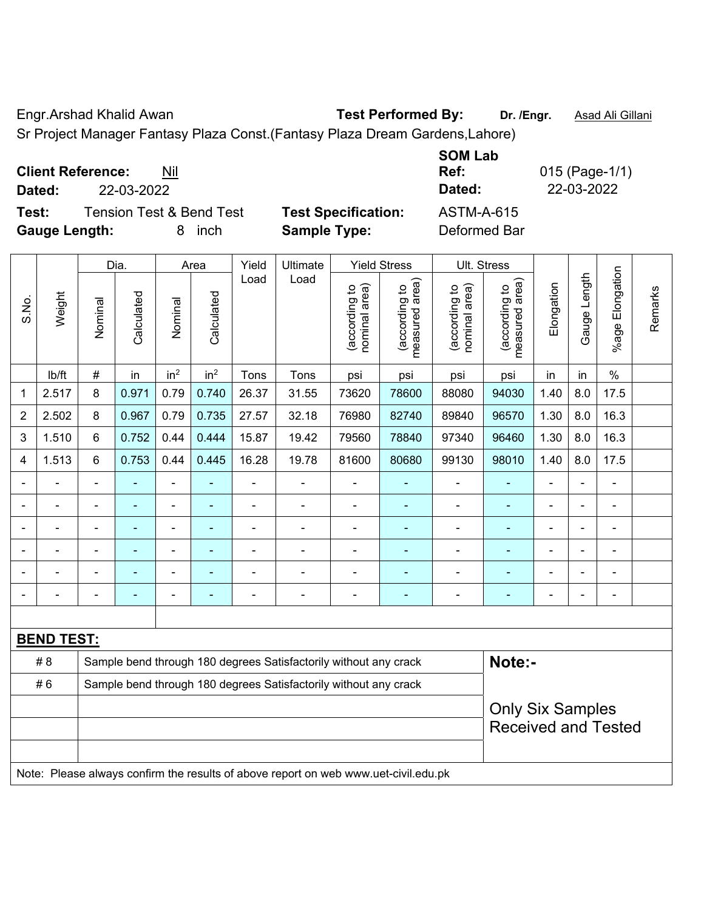Engr.Arshad Khalid Awan **Test Performed By:** **Dr. /Engr.** Asad Ali Gillani

Sr Project Manager Fantasy Plaza Const.(Fantasy Plaza Dream Gardens,Lahore)

**Client Reference:** Nil
**Dated:** 22-03-2022

**SOM Lab Ref:** 015 (Page-1/1)
**Dated:** 22-03-2022

**Test:** Tension Test & Bend Test
**Gauge Length:** 8 inch
**Test Specification:** ASTM-A-615
**Sample Type:** Deformed Bar

| S.No. | Weight | Dia. | | Area | | Yield Load | Ultimate Load | Yield Stress | | Ult. Stress | | Elongation | Gauge Length | %age Elongation | Remarks |
|---|---|---|---|---|---|---|---|---|---|---|---|---|---|---|---|
| | | Nominal | Calculated | Nominal | Calculated | | | (according to nominal area) | (according to measured area) | (according to nominal area) | (according to measured area) | | | | |
| | lb/ft | # | in | $in^2$ | $in^2$ | Tons | Tons | psi | psi | psi | psi | in | in | % | |
| 1 | 2.517 | 8 | 0.971 | 0.79 | 0.740 | 26.37 | 31.55 | 73620 | 78600 | 88080 | 94030 | 1.40 | 8.0 | 17.5 | |
| 2 | 2.502 | 8 | 0.967 | 0.79 | 0.735 | 27.57 | 32.18 | 76980 | 82740 | 89840 | 96570 | 1.30 | 8.0 | 16.3 | |
| 3 | 1.510 | 6 | 0.752 | 0.44 | 0.444 | 15.87 | 19.42 | 79560 | 78840 | 97340 | 96460 | 1.30 | 8.0 | 16.3 | |
| 4 | 1.513 | 6 | 0.753 | 0.44 | 0.445 | 16.28 | 19.78 | 81600 | 80680 | 99130 | 98010 | 1.40 | 8.0 | 17.5 | |
| - | - | - | - | - | - | - | - | - | - | - | - | - | - | - | |
| - | - | - | - | - | - | - | - | - | - | - | - | - | - | - | |
| - | - | - | - | - | - | - | - | - | - | - | - | - | - | - | |
| - | - | - | - | - | - | - | - | - | - | - | - | - | - | - | |
| - | - | - | - | - | - | - | - | - | - | - | - | - | - | - | |
| - | - | - | - | - | - | - | - | - | - | - | - | - | - | - | |

**BEND TEST:**

| | |
|---|---|
| # 8 | Sample bend through 180 degrees Satisfactorily without any crack |
| # 6 | Sample bend through 180 degrees Satisfactorily without any crack |

**Note:-**

Only Six Samples Received and Tested

Note: Please always confirm the results of above report on web www.uet-civil.edu.pk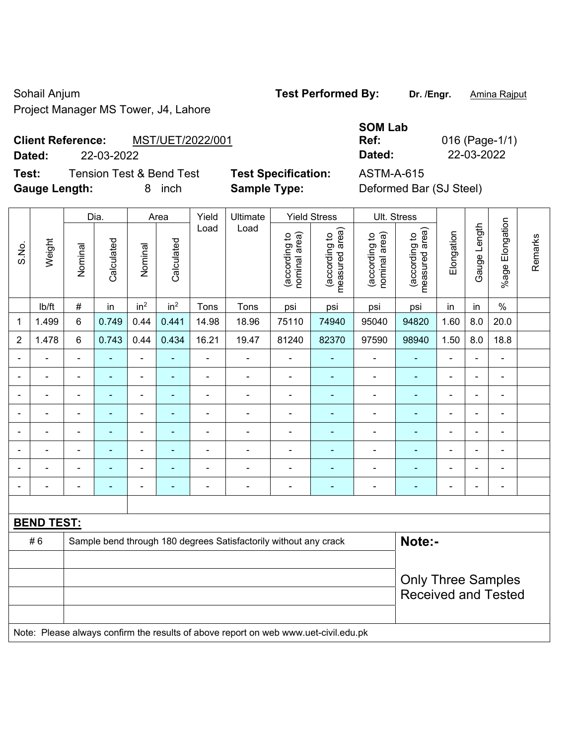Sohail Anjum
Project Manager MS Tower, J4, Lahore

**Test Performed By:** **Dr. /Engr.** Amina Rajput

**Client Reference:** MST/UET/2022/001
**Dated:** 22-03-2022

**SOM Lab Ref:** 016 (Page-1/1)
**Dated:** 22-03-2022

**Test:** Tension Test & Bend Test
**Gauge Length:** 8 inch

**Test Specification:** ASTM-A-615
**Sample Type:** Deformed Bar (SJ Steel)

| S.No. | Weight | Dia. | | Area | | Yield Load | Ultimate Load | Yield Stress | | Ult. Stress | | Elongation | Gauge Length | %age Elongation | Remarks |
|---|---|---|---|---|---|---|---|---|---|---|---|---|---|---|---|
| | | Nominal | Calculated | Nominal | Calculated | | | (according to nominal area) | (according to measured area) | (according to nominal area) | (according to measured area) | | | | |
| | lb/ft | # | in | in$^2$ | in$^2$ | Tons | Tons | psi | psi | psi | psi | in | in | % | |
| 1 | 1.499 | 6 | 0.749 | 0.44 | 0.441 | 14.98 | 18.96 | 75110 | 74940 | 95040 | 94820 | 1.60 | 8.0 | 20.0 | |
| 2 | 1.478 | 6 | 0.743 | 0.44 | 0.434 | 16.21 | 19.47 | 81240 | 82370 | 97590 | 98940 | 1.50 | 8.0 | 18.8 | |
| - | - | - | - | - | - | - | - | - | - | - | - | - | - | - | |
| - | - | - | - | - | - | - | - | - | - | - | - | - | - | - | |
| - | - | - | - | - | - | - | - | - | - | - | - | - | - | - | |
| - | - | - | - | - | - | - | - | - | - | - | - | - | - | - | |
| - | - | - | - | - | - | - | - | - | - | - | - | - | - | - | |
| - | - | - | - | - | - | - | - | - | - | - | - | - | - | - | |
| - | - | - | - | - | - | - | - | - | - | - | - | - | - | - | |
| - | - | - | - | - | - | - | - | - | - | - | - | - | - | - | |

**BEND TEST:**

| | |
|---|---|
| # 6 | Sample bend through 180 degrees Satisfactorily without any crack |

**Note:-**

Only Three Samples Received and Tested

Note: Please always confirm the results of above report on web www.uet-civil.edu.pk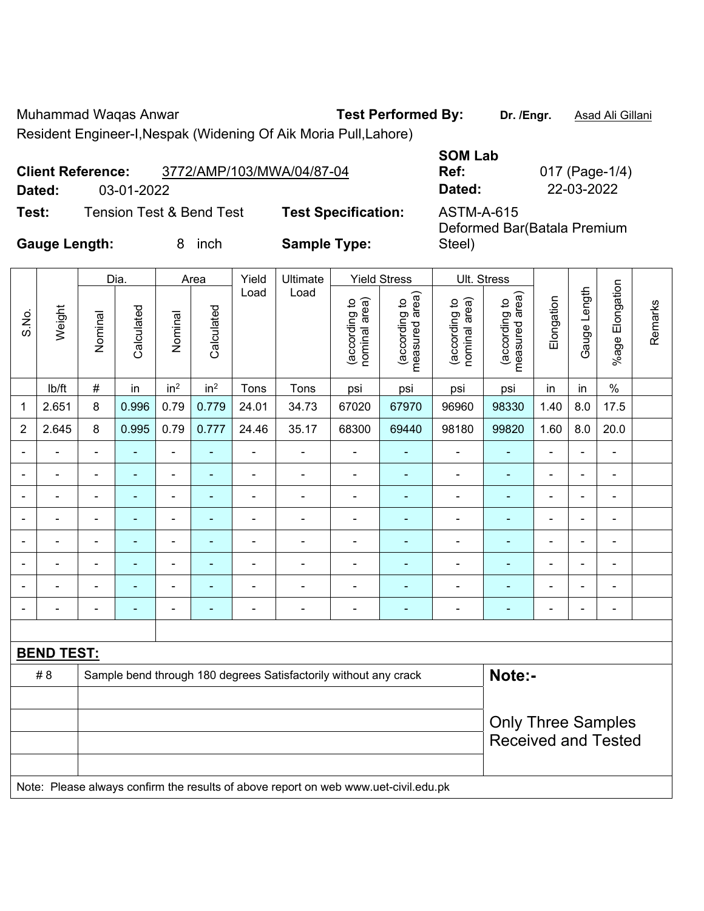Muhammad Waqas Anwar

Resident Engineer-I,Nespak (Widening Of Aik Moria Pull,Lahore)

**Test Performed By:** **Dr. /Engr.** Asad Ali Gillani

**Client Reference:** 3772/AMP/103/MWA/04/87-04

**Dated:** 03-01-2022

**SOM Lab Ref:** 017 (Page-1/4)

**Dated:** 22-03-2022

**Test:** Tension Test & Bend Test

**Test Specification:** ASTM-A-615

**Gauge Length:** 8 inch

**Sample Type:** Deformed Bar(Batala Premium Steel)

| S.No. | Weight | Dia. | | Area | | Yield Load | Ultimate Load | Yield Stress | | Ult. Stress | | Elongation | Gauge Length | %age Elongation | Remarks |
|---|---|---|---|---|---|---|---|---|---|---|---|---|---|---|---|
| | | Nominal | Calculated | Nominal | Calculated | | | (according to nominal area) | (according to measured area) | (according to nominal area) | (according to measured area) | | | | |
| | lb/ft | # | in | $in^2$ | $in^2$ | Tons | Tons | psi | psi | psi | psi | in | in | % | |
| 1 | 2.651 | 8 | 0.996 | 0.79 | 0.779 | 24.01 | 34.73 | 67020 | 67970 | 96960 | 98330 | 1.40 | 8.0 | 17.5 | |
| 2 | 2.645 | 8 | 0.995 | 0.79 | 0.777 | 24.46 | 35.17 | 68300 | 69440 | 98180 | 99820 | 1.60 | 8.0 | 20.0 | |
| - | - | - | - | - | - | - | - | - | - | - | - | - | - | - | |
| - | - | - | - | - | - | - | - | - | - | - | - | - | - | - | |
| - | - | - | - | - | - | - | - | - | - | - | - | - | - | - | |
| - | - | - | - | - | - | - | - | - | - | - | - | - | - | - | |
| - | - | - | - | - | - | - | - | - | - | - | - | - | - | - | |
| - | - | - | - | - | - | - | - | - | - | - | - | - | - | - | |
| - | - | - | - | - | - | - | - | - | - | - | - | - | - | - | |
| - | - | - | - | - | - | - | - | - | - | - | - | - | - | - | |

**BEND TEST:**

| | | |
|---|---|---|
| # 8 | Sample bend through 180 degrees Satisfactorily without any crack | **Note:-** |
| | | Only Three Samples Received and Tested |

Note: Please always confirm the results of above report on web www.uet-civil.edu.pk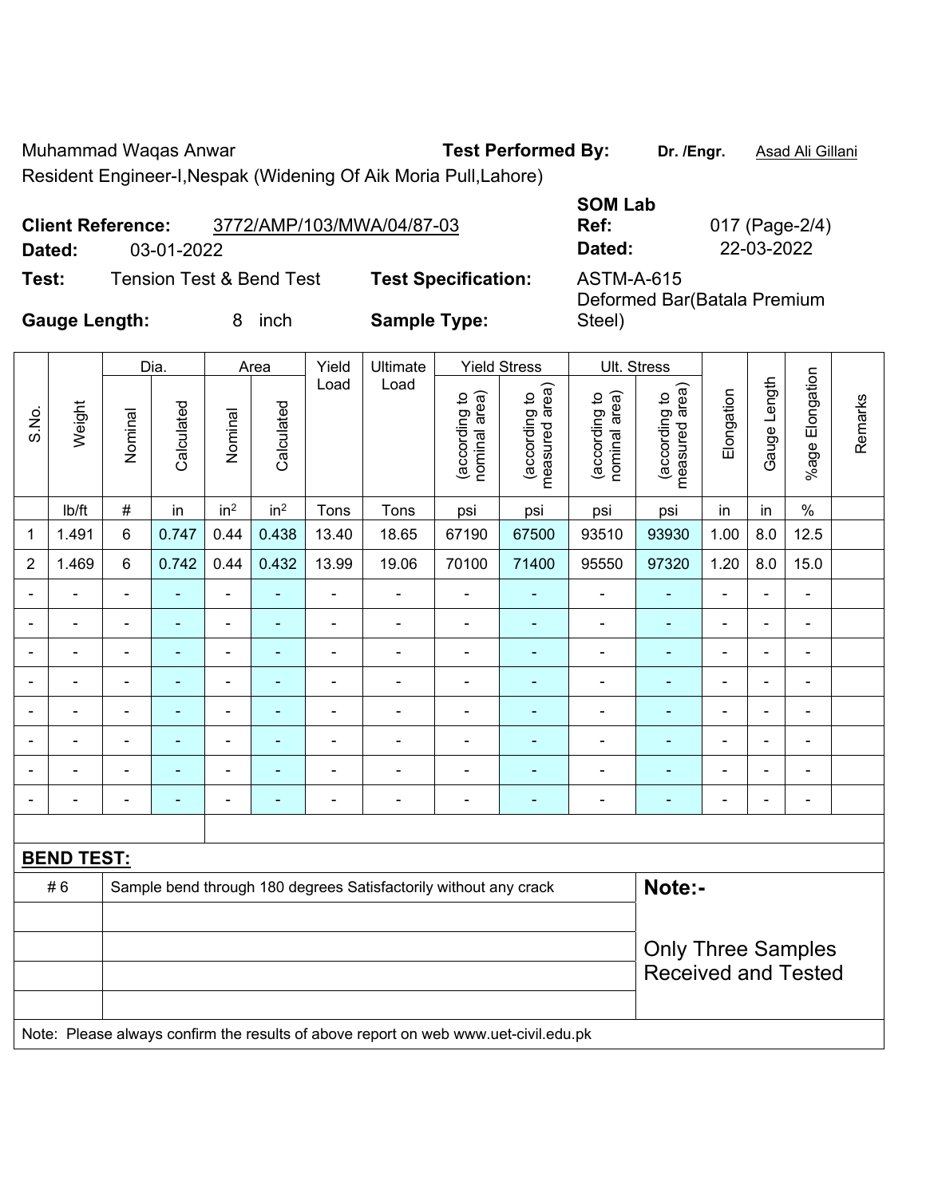Muhammad Waqas Anwar

Resident Engineer-I,Nespak (Widening Of Aik Moria Pull,Lahore)

**Test Performed By:** Dr. /Engr. Asad Ali Gillani

**Client Reference:** 3772/AMP/103/MWA/04/87-03

**Dated:** 03-01-2022

**SOM Lab Ref:** 017 (Page-2/4)

**Dated:** 22-03-2022

**Test:** Tension Test & Bend Test

**Test Specification:** ASTM-A-615

**Gauge Length:** 8 inch

**Sample Type:** Deformed Bar(Batala Premium Steel)

| S.No. | Weight | Dia. | | Area | | Yield Load | Ultimate Load | Yield Stress | | Ult. Stress | | Elongation | Gauge Length | %age Elongation | Remarks |
|---|---|---|---|---|---|---|---|---|---|---|---|---|---|---|---|
| | | Nominal | Calculated | Nominal | Calculated | | | (according to nominal area) | (according to measured area) | (according to nominal area) | (according to measured area) | | | | |
| | lb/ft | # | in | in² | in² | Tons | Tons | psi | psi | psi | psi | in | in | % | |
| 1 | 1.491 | 6 | 0.747 | 0.44 | 0.438 | 13.40 | 18.65 | 67190 | 67500 | 93510 | 93930 | 1.00 | 8.0 | 12.5 | |
| 2 | 1.469 | 6 | 0.742 | 0.44 | 0.432 | 13.99 | 19.06 | 70100 | 71400 | 95550 | 97320 | 1.20 | 8.0 | 15.0 | |
| - | - | - | - | - | - | - | - | - | - | - | - | - | - | - | |
| - | - | - | - | - | - | - | - | - | - | - | - | - | - | - | |
| - | - | - | - | - | - | - | - | - | - | - | - | - | - | - | |
| - | - | - | - | - | - | - | - | - | - | - | - | - | - | - | |
| - | - | - | - | - | - | - | - | - | - | - | - | - | - | - | |
| - | - | - | - | - | - | - | - | - | - | - | - | - | - | - | |
| - | - | - | - | - | - | - | - | - | - | - | - | - | - | - | |
| - | - | - | - | - | - | - | - | - | - | - | - | - | - | - | |

**BEND TEST:**

| | |
|---|---|
| # 6 | Sample bend through 180 degrees Satisfactorily without any crack |

**Note:-**

Only Three Samples Received and Tested

Note: Please always confirm the results of above report on web www.uet-civil.edu.pk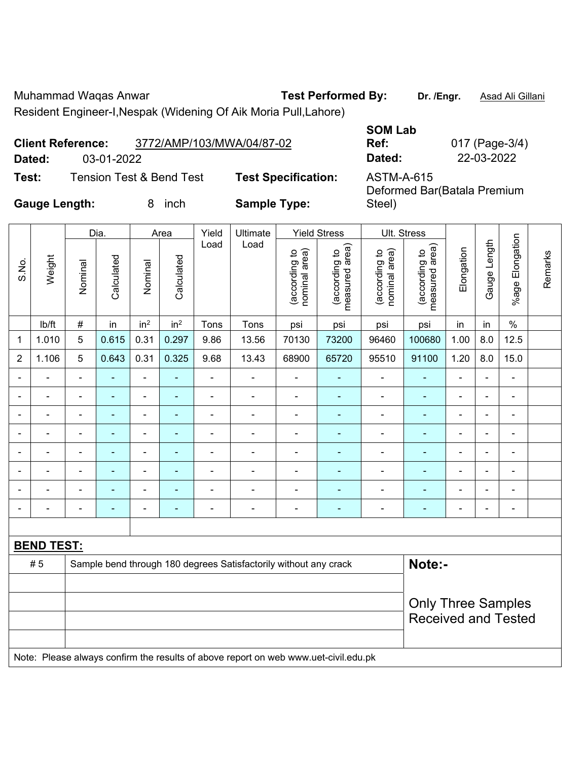Muhammad Waqas Anwar **Test Performed By:** **Dr. /Engr.** Asad Ali Gillani

Resident Engineer-I,Nespak (Widening Of Aik Moria Pull,Lahore)

**Client Reference:** 3772/AMP/103/MWA/04/87-02 **SOM Lab Ref:** 017 (Page-3/4)

**Dated:** 03-01-2022 **Dated:** 22-03-2022

**Test:** Tension Test & Bend Test **Test Specification:** ASTM-A-615

**Gauge Length:** 8 inch **Sample Type:** Deformed Bar(Batala Premium Steel)

| S.No. | Weight | Dia. | | Area | | Yield Load | Ultimate Load | Yield Stress | | Ult. Stress | | Elongation | Gauge Length | %age Elongation | Remarks |
|---|---|---|---|---|---|---|---|---|---|---|---|---|---|---|---|
| | | Nominal | Calculated | Nominal | Calculated | | | (according to nominal area) | (according to measured area) | (according to nominal area) | (according to measured area) | | | | |
| | lb/ft | # | in | in² | in² | Tons | Tons | psi | psi | psi | psi | in | in | % | |
| 1 | 1.010 | 5 | 0.615 | 0.31 | 0.297 | 9.86 | 13.56 | 70130 | 73200 | 96460 | 100680 | 1.00 | 8.0 | 12.5 | |
| 2 | 1.106 | 5 | 0.643 | 0.31 | 0.325 | 9.68 | 13.43 | 68900 | 65720 | 95510 | 91100 | 1.20 | 8.0 | 15.0 | |
| - | - | - | - | - | - | - | - | - | - | - | - | - | - | - | |
| - | - | - | - | - | - | - | - | - | - | - | - | - | - | - | |
| - | - | - | - | - | - | - | - | - | - | - | - | - | - | - | |
| - | - | - | - | - | - | - | - | - | - | - | - | - | - | - | |
| - | - | - | - | - | - | - | - | - | - | - | - | - | - | - | |
| - | - | - | - | - | - | - | - | - | - | - | - | - | - | - | |
| - | - | - | - | - | - | - | - | - | - | - | - | - | - | - | |
| - | - | - | - | - | - | - | - | - | - | - | - | - | - | - | |

**BEND TEST:**

| | | |
|---|---|---|
| # 5 | Sample bend through 180 degrees Satisfactorily without any crack | **Note:-** |
| | | Only Three Samples Received and Tested |

Note: Please always confirm the results of above report on web www.uet-civil.edu.pk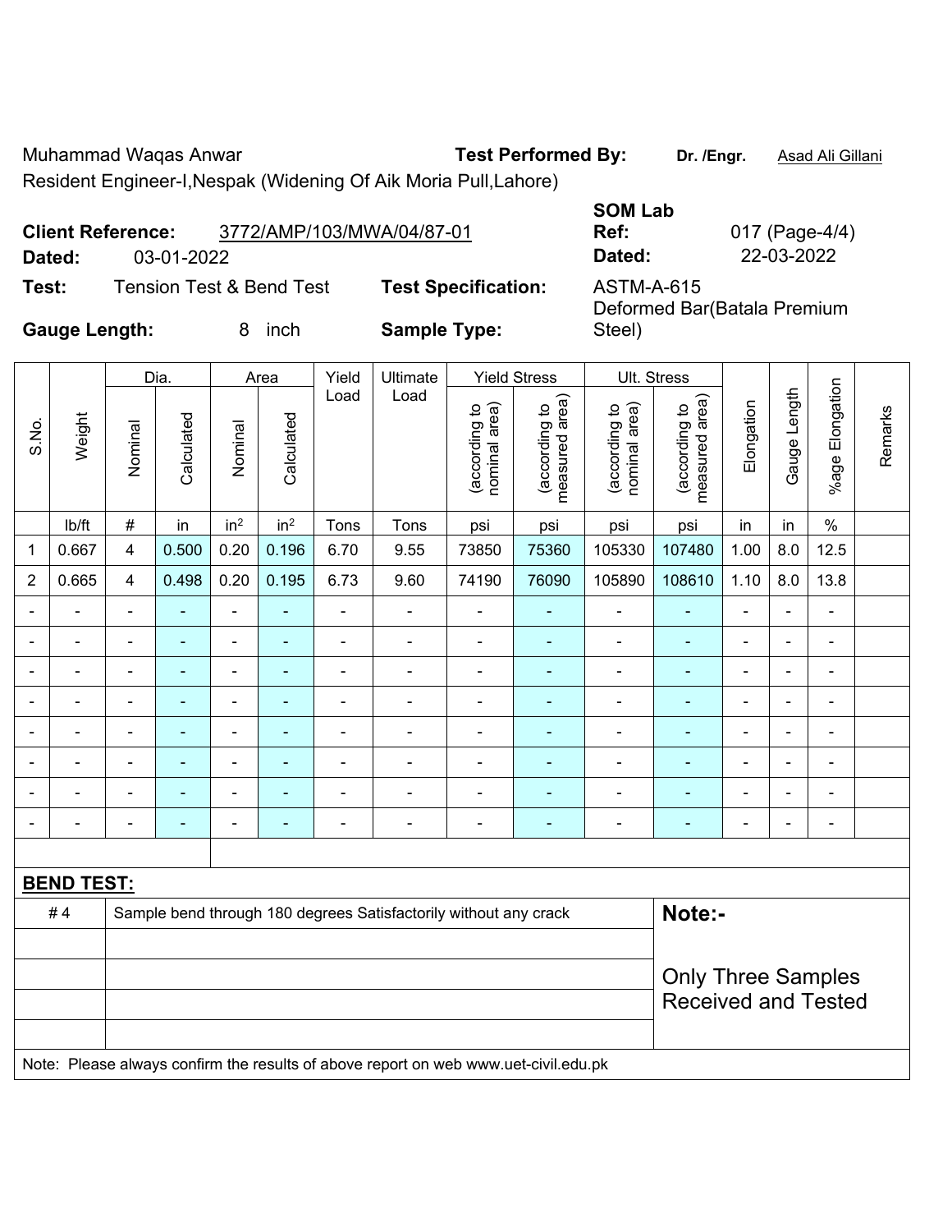Muhammad Waqas Anwar **Test Performed By:** **Dr. /Engr.** Asad Ali Gillani

Resident Engineer-I,Nespak (Widening Of Aik Moria Pull,Lahore)

**Client Reference:** 3772/AMP/103/MWA/04/87-01 **SOM Lab Ref:** 017 (Page-4/4)

**Dated:** 03-01-2022 **Dated:** 22-03-2022

**Test:** Tension Test & Bend Test **Test Specification:** ASTM-A-615

**Gauge Length:** 8 inch **Sample Type:** Deformed Bar(Batala Premium Steel)

| S.No. | Weight | Dia. | | Area | | Yield Load | Ultimate Load | Yield Stress | | Ult. Stress | | Elongation | Gauge Length | %age Elongation | Remarks |
|---|---|---|---|---|---|---|---|---|---|---|---|---|---|---|---|
| | | Nominal | Calculated | Nominal | Calculated | | | (according to nominal area) | (according to measured area) | (according to nominal area) | (according to measured area) | | | | |
| | lb/ft | # | in | in$^2$ | in$^2$ | Tons | Tons | psi | psi | psi | psi | in | in | % | |
| 1 | 0.667 | 4 | 0.500 | 0.20 | 0.196 | 6.70 | 9.55 | 73850 | 75360 | 105330 | 107480 | 1.00 | 8.0 | 12.5 | |
| 2 | 0.665 | 4 | 0.498 | 0.20 | 0.195 | 6.73 | 9.60 | 74190 | 76090 | 105890 | 108610 | 1.10 | 8.0 | 13.8 | |
| - | - | - | - | - | - | - | - | - | - | - | - | - | - | - | |
| - | - | - | - | - | - | - | - | - | - | - | - | - | - | - | |
| - | - | - | - | - | - | - | - | - | - | - | - | - | - | - | |
| - | - | - | - | - | - | - | - | - | - | - | - | - | - | - | |
| - | - | - | - | - | - | - | - | - | - | - | - | - | - | - | |
| - | - | - | - | - | - | - | - | - | - | - | - | - | - | - | |
| - | - | - | - | - | - | - | - | - | - | - | - | - | - | - | |
| - | - | - | - | - | - | - | - | - | - | - | - | - | - | - | |

**BEND TEST:**

| | | |
|---|---|---|
| # 4 | Sample bend through 180 degrees Satisfactorily without any crack | **Note:-** |
| | | Only Three Samples Received and Tested |

Note: Please always confirm the results of above report on web www.uet-civil.edu.pk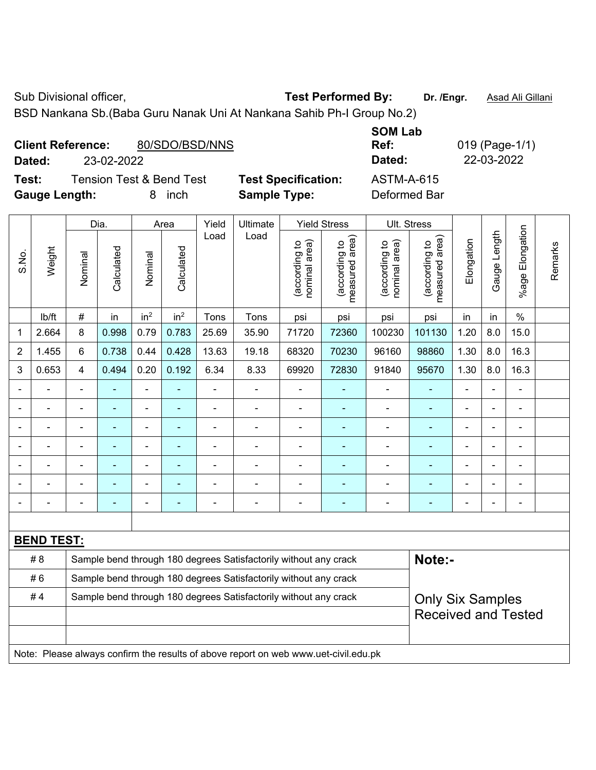Sub Divisional officer,

BSD Nankana Sb.(Baba Guru Nanak Uni At Nankana Sahib Ph-I Group No.2)

**Test Performed By:** Dr. /Engr. Asad Ali Gillani

**Client Reference:** 80/SDO/BSD/NNS

**Dated:** 23-02-2022

**SOM Lab Ref:** 019 (Page-1/1)

**Dated:** 22-03-2022

**Test:** Tension Test & Bend Test

**Test Specification:** ASTM-A-615

**Gauge Length:** 8 inch

**Sample Type:** Deformed Bar

| S.No. | Weight | Dia. | | Area | | Yield Load | Ultimate Load | Yield Stress | | Ult. Stress | | Elongation | Gauge Length | %age Elongation | Remarks |
|---|---|---|---|---|---|---|---|---|---|---|---|---|---|---|---|
| | | Nominal | Calculated | Nominal | Calculated | | | (according to nominal area) | (according to measured area) | (according to nominal area) | (according to measured area) | | | | |
| | lb/ft | # | in | in² | in² | Tons | Tons | psi | psi | psi | psi | in | in | % | |
| 1 | 2.664 | 8 | 0.998 | 0.79 | 0.783 | 25.69 | 35.90 | 71720 | 72360 | 100230 | 101130 | 1.20 | 8.0 | 15.0 | |
| 2 | 1.455 | 6 | 0.738 | 0.44 | 0.428 | 13.63 | 19.18 | 68320 | 70230 | 96160 | 98860 | 1.30 | 8.0 | 16.3 | |
| 3 | 0.653 | 4 | 0.494 | 0.20 | 0.192 | 6.34 | 8.33 | 69920 | 72830 | 91840 | 95670 | 1.30 | 8.0 | 16.3 | |
| - | - | - | - | - | - | - | - | - | - | - | - | - | - | - | |
| - | - | - | - | - | - | - | - | - | - | - | - | - | - | - | |
| - | - | - | - | - | - | - | - | - | - | - | - | - | - | - | |
| - | - | - | - | - | - | - | - | - | - | - | - | - | - | - | |
| - | - | - | - | - | - | - | - | - | - | - | - | - | - | - | |
| - | - | - | - | - | - | - | - | - | - | - | - | - | - | - | |
| - | - | - | - | - | - | - | - | - | - | - | - | - | - | - | |

**BEND TEST:**

| | |
|---|---|
| # 8 | Sample bend through 180 degrees Satisfactorily without any crack |
| # 6 | Sample bend through 180 degrees Satisfactorily without any crack |
| # 4 | Sample bend through 180 degrees Satisfactorily without any crack |

**Note:-**

Only Six Samples Received and Tested

Note: Please always confirm the results of above report on web www.uet-civil.edu.pk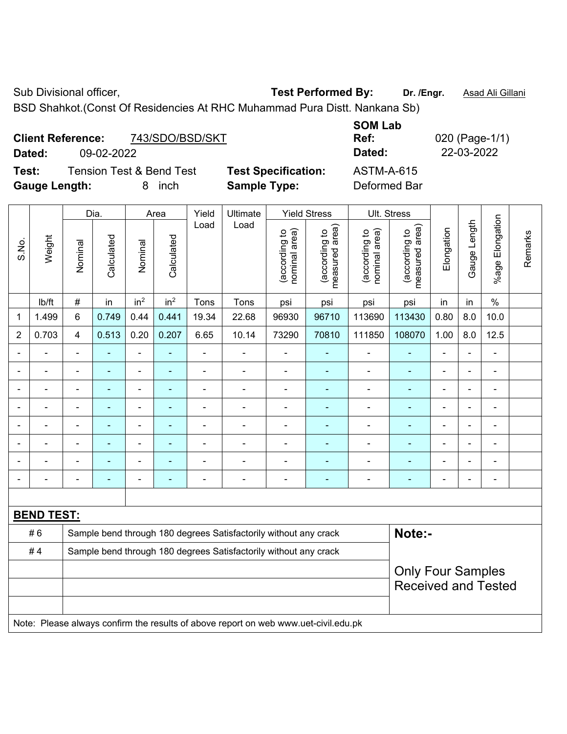Sub Divisional officer,

BSD Shahkot.(Const Of Residencies At RHC Muhammad Pura Distt. Nankana Sb)

**Test Performed By:** **Dr. /Engr.** Asad Ali Gillani

**Client Reference:** 743/SDO/BSD/SKT

**Dated:** 09-02-2022

**SOM Lab Ref:** 020 (Page-1/1)

**Dated:** 22-03-2022

**Test:** Tension Test & Bend Test

**Test Specification:** ASTM-A-615

**Gauge Length:** 8 inch

**Sample Type:** Deformed Bar

| S.No. | Weight | Dia. | | Area | | Yield Load | Ultimate Load | Yield Stress | | Ult. Stress | | Elongation | Gauge Length | %age Elongation | Remarks |
|---|---|---|---|---|---|---|---|---|---|---|---|---|---|---|---|
| | | Nominal | Calculated | Nominal | Calculated | | | (according to nominal area) | (according to measured area) | (according to nominal area) | (according to measured area) | | | | |
| | lb/ft | # | in | in² | in² | Tons | Tons | psi | psi | psi | psi | in | in | % | |
| 1 | 1.499 | 6 | 0.749 | 0.44 | 0.441 | 19.34 | 22.68 | 96930 | 96710 | 113690 | 113430 | 0.80 | 8.0 | 10.0 | |
| 2 | 0.703 | 4 | 0.513 | 0.20 | 0.207 | 6.65 | 10.14 | 73290 | 70810 | 111850 | 108070 | 1.00 | 8.0 | 12.5 | |
| - | - | - | - | - | - | - | - | - | - | - | - | - | - | - | |
| - | - | - | - | - | - | - | - | - | - | - | - | - | - | - | |
| - | - | - | - | - | - | - | - | - | - | - | - | - | - | - | |
| - | - | - | - | - | - | - | - | - | - | - | - | - | - | - | |
| - | - | - | - | - | - | - | - | - | - | - | - | - | - | - | |
| - | - | - | - | - | - | - | - | - | - | - | - | - | - | - | |
| - | - | - | - | - | - | - | - | - | - | - | - | - | - | - | |
| - | - | - | - | - | - | - | - | - | - | - | - | - | - | - | |

**BEND TEST:**

| | |
|---|---|
| # 6 | Sample bend through 180 degrees Satisfactorily without any crack |
| # 4 | Sample bend through 180 degrees Satisfactorily without any crack |

**Note:-**

Only Four Samples Received and Tested

Note: Please always confirm the results of above report on web www.uet-civil.edu.pk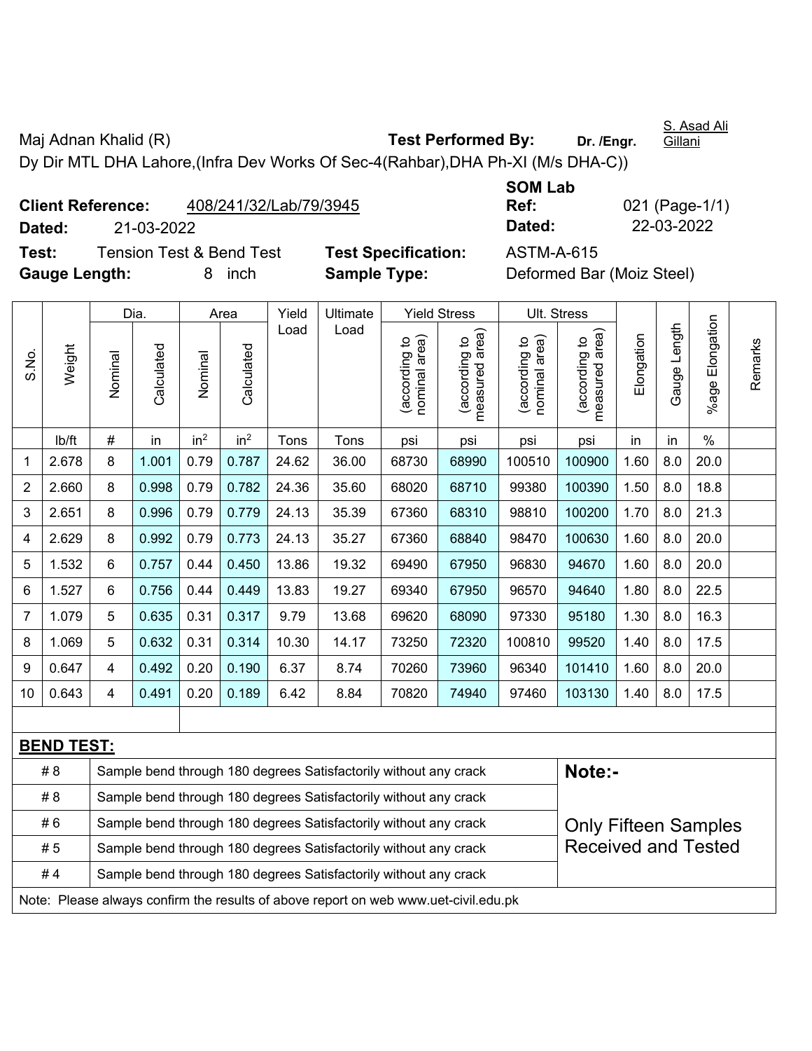S. Asad Ali Gillani

Maj Adnan Khalid (R) **Test Performed By:** **Dr. /Engr.**

Dy Dir MTL DHA Lahore,(Infra Dev Works Of Sec-4(Rahbar),DHA Ph-XI (M/s DHA-C))

**Client Reference:** 408/241/32/Lab/79/3945

**Dated:** 21-03-2022

**SOM Lab Ref:** 021 (Page-1/1)

**Dated:** 22-03-2022

**Test:** Tension Test & Bend Test

**Test Specification:** ASTM-A-615

**Gauge Length:** 8 inch

**Sample Type:** Deformed Bar (Moiz Steel)

| S.No. | Weight | Dia. | | Area | | Yield Load | Ultimate Load | Yield Stress | | Ult. Stress | | Elongation | Gauge Length | %age Elongation | Remarks |
|---|---|---|---|---|---|---|---|---|---|---|---|---|---|---|---|
| | | Nominal | Calculated | Nominal | Calculated | | | (according to nominal area) | (according to measured area) | (according to nominal area) | (according to measured area) | | | | |
| | lb/ft | # | in | in² | in² | Tons | Tons | psi | psi | psi | psi | in | in | % | |
| 1 | 2.678 | 8 | 1.001 | 0.79 | 0.787 | 24.62 | 36.00 | 68730 | 68990 | 100510 | 100900 | 1.60 | 8.0 | 20.0 | |
| 2 | 2.660 | 8 | 0.998 | 0.79 | 0.782 | 24.36 | 35.60 | 68020 | 68710 | 99380 | 100390 | 1.50 | 8.0 | 18.8 | |
| 3 | 2.651 | 8 | 0.996 | 0.79 | 0.779 | 24.13 | 35.39 | 67360 | 68310 | 98810 | 100200 | 1.70 | 8.0 | 21.3 | |
| 4 | 2.629 | 8 | 0.992 | 0.79 | 0.773 | 24.13 | 35.27 | 67360 | 68840 | 98470 | 100630 | 1.60 | 8.0 | 20.0 | |
| 5 | 1.532 | 6 | 0.757 | 0.44 | 0.450 | 13.86 | 19.32 | 69490 | 67950 | 96830 | 94670 | 1.60 | 8.0 | 20.0 | |
| 6 | 1.527 | 6 | 0.756 | 0.44 | 0.449 | 13.83 | 19.27 | 69340 | 67950 | 96570 | 94640 | 1.80 | 8.0 | 22.5 | |
| 7 | 1.079 | 5 | 0.635 | 0.31 | 0.317 | 9.79 | 13.68 | 69620 | 68090 | 97330 | 95180 | 1.30 | 8.0 | 16.3 | |
| 8 | 1.069 | 5 | 0.632 | 0.31 | 0.314 | 10.30 | 14.17 | 73250 | 72320 | 100810 | 99520 | 1.40 | 8.0 | 17.5 | |
| 9 | 0.647 | 4 | 0.492 | 0.20 | 0.190 | 6.37 | 8.74 | 70260 | 73960 | 96340 | 101410 | 1.60 | 8.0 | 20.0 | |
| 10 | 0.643 | 4 | 0.491 | 0.20 | 0.189 | 6.42 | 8.84 | 70820 | 74940 | 97460 | 103130 | 1.40 | 8.0 | 17.5 | |

**BEND TEST:**

| | |
|---|---|
| # 8 | Sample bend through 180 degrees Satisfactorily without any crack |
| # 8 | Sample bend through 180 degrees Satisfactorily without any crack |
| # 6 | Sample bend through 180 degrees Satisfactorily without any crack |
| # 5 | Sample bend through 180 degrees Satisfactorily without any crack |
| # 4 | Sample bend through 180 degrees Satisfactorily without any crack |

**Note:-**

Only Fifteen Samples Received and Tested

Note: Please always confirm the results of above report on web www.uet-civil.edu.pk